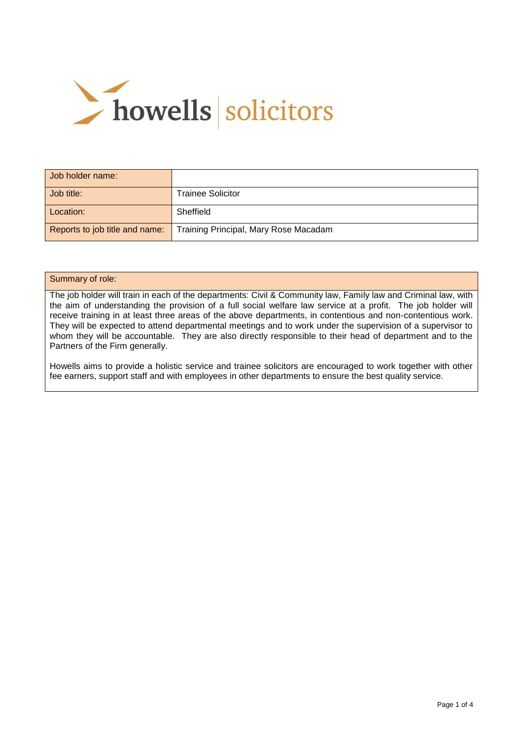howells solicitors

| Job holder name: | |
|---|---|
| Job title: | Trainee Solicitor |
| Location: | Sheffield |
| Reports to job title and name: | Training Principal, Mary Rose Macadam |

| Summary of role: |
|---|
| The job holder will train in each of the departments: Civil & Community law, Family law and Criminal law, with the aim of understanding the provision of a full social welfare law service at a profit. The job holder will receive training in at least three areas of the above departments, in contentious and non-contentious work. They will be expected to attend departmental meetings and to work under the supervision of a supervisor to whom they will be accountable. They are also directly responsible to their head of department and to the Partners of the Firm generally.<br><br>Howells aims to provide a holistic service and trainee solicitors are encouraged to work together with other fee earners, support staff and with employees in other departments to ensure the best quality service. |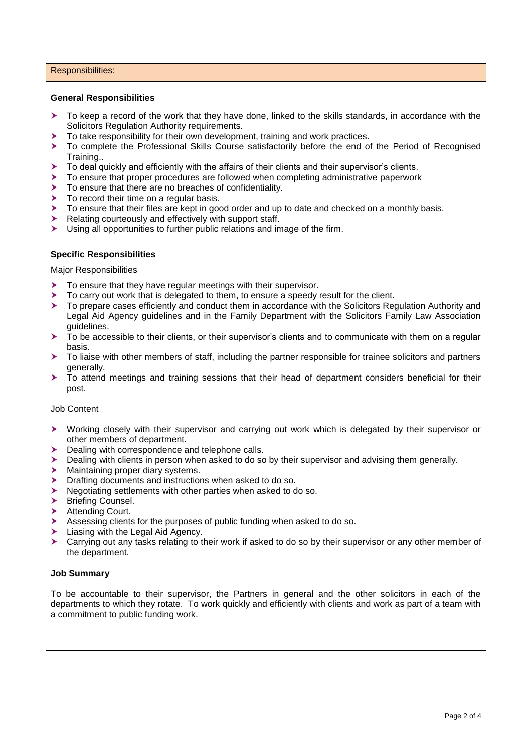Responsibilities:

**General Responsibilities**

- To keep a record of the work that they have done, linked to the skills standards, in accordance with the Solicitors Regulation Authority requirements.
- To take responsibility for their own development, training and work practices.
- To complete the Professional Skills Course satisfactorily before the end of the Period of Recognised Training..
- To deal quickly and efficiently with the affairs of their clients and their supervisor's clients.
- To ensure that proper procedures are followed when completing administrative paperwork
- To ensure that there are no breaches of confidentiality.
- To record their time on a regular basis.
- To ensure that their files are kept in good order and up to date and checked on a monthly basis.
- Relating courteously and effectively with support staff.
- Using all opportunities to further public relations and image of the firm.

**Specific Responsibilities**

Major Responsibilities

- To ensure that they have regular meetings with their supervisor.
- To carry out work that is delegated to them, to ensure a speedy result for the client.
- To prepare cases efficiently and conduct them in accordance with the Solicitors Regulation Authority and Legal Aid Agency guidelines and in the Family Department with the Solicitors Family Law Association guidelines.
- To be accessible to their clients, or their supervisor's clients and to communicate with them on a regular basis.
- To liaise with other members of staff, including the partner responsible for trainee solicitors and partners generally.
- To attend meetings and training sessions that their head of department considers beneficial for their post.

Job Content

- Working closely with their supervisor and carrying out work which is delegated by their supervisor or other members of department.
- Dealing with correspondence and telephone calls.
- Dealing with clients in person when asked to do so by their supervisor and advising them generally.
- Maintaining proper diary systems.
- Drafting documents and instructions when asked to do so.
- Negotiating settlements with other parties when asked to do so.
- Briefing Counsel.
- Attending Court.
- Assessing clients for the purposes of public funding when asked to do so.
- Liasing with the Legal Aid Agency.
- Carrying out any tasks relating to their work if asked to do so by their supervisor or any other member of the department.

**Job Summary**

To be accountable to their supervisor, the Partners in general and the other solicitors in each of the departments to which they rotate. To work quickly and efficiently with clients and work as part of a team with a commitment to public funding work.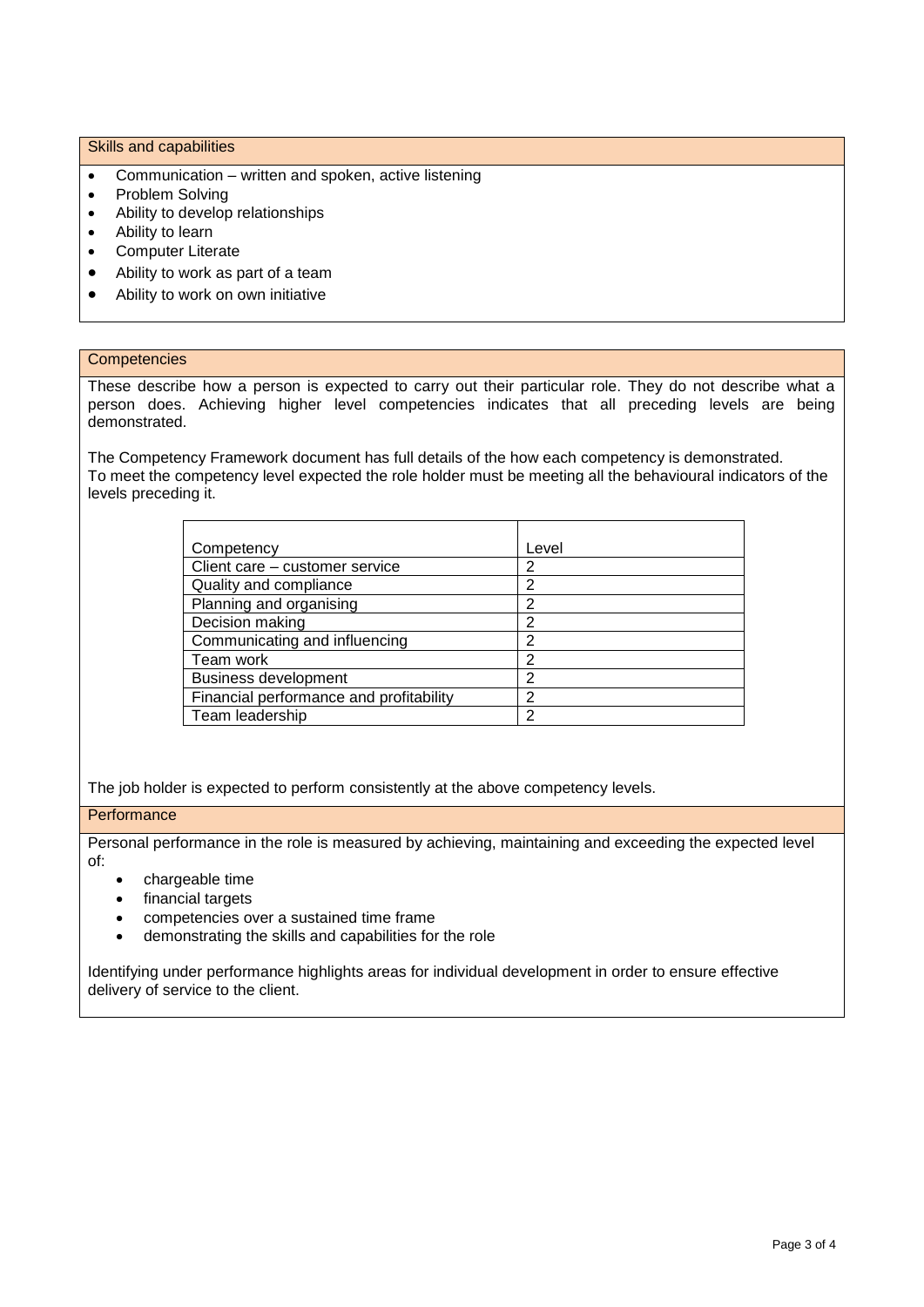## Skills and capabilities

- Communication – written and spoken, active listening
- Problem Solving
- Ability to develop relationships
- Ability to learn
- Computer Literate
- Ability to work as part of a team
- Ability to work on own initiative

## Competencies

These describe how a person is expected to carry out their particular role. They do not describe what a person does. Achieving higher level competencies indicates that all preceding levels are being demonstrated.

The Competency Framework document has full details of the how each competency is demonstrated. To meet the competency level expected the role holder must be meeting all the behavioural indicators of the levels preceding it.

| Competency | Level |
|---|---|
| Client care – customer service | 2 |
| Quality and compliance | 2 |
| Planning and organising | 2 |
| Decision making | 2 |
| Communicating and influencing | 2 |
| Team work | 2 |
| Business development | 2 |
| Financial performance and profitability | 2 |
| Team leadership | 2 |

The job holder is expected to perform consistently at the above competency levels.

## Performance

Personal performance in the role is measured by achieving, maintaining and exceeding the expected level of:

- chargeable time
- financial targets
- competencies over a sustained time frame
- demonstrating the skills and capabilities for the role

Identifying under performance highlights areas for individual development in order to ensure effective delivery of service to the client.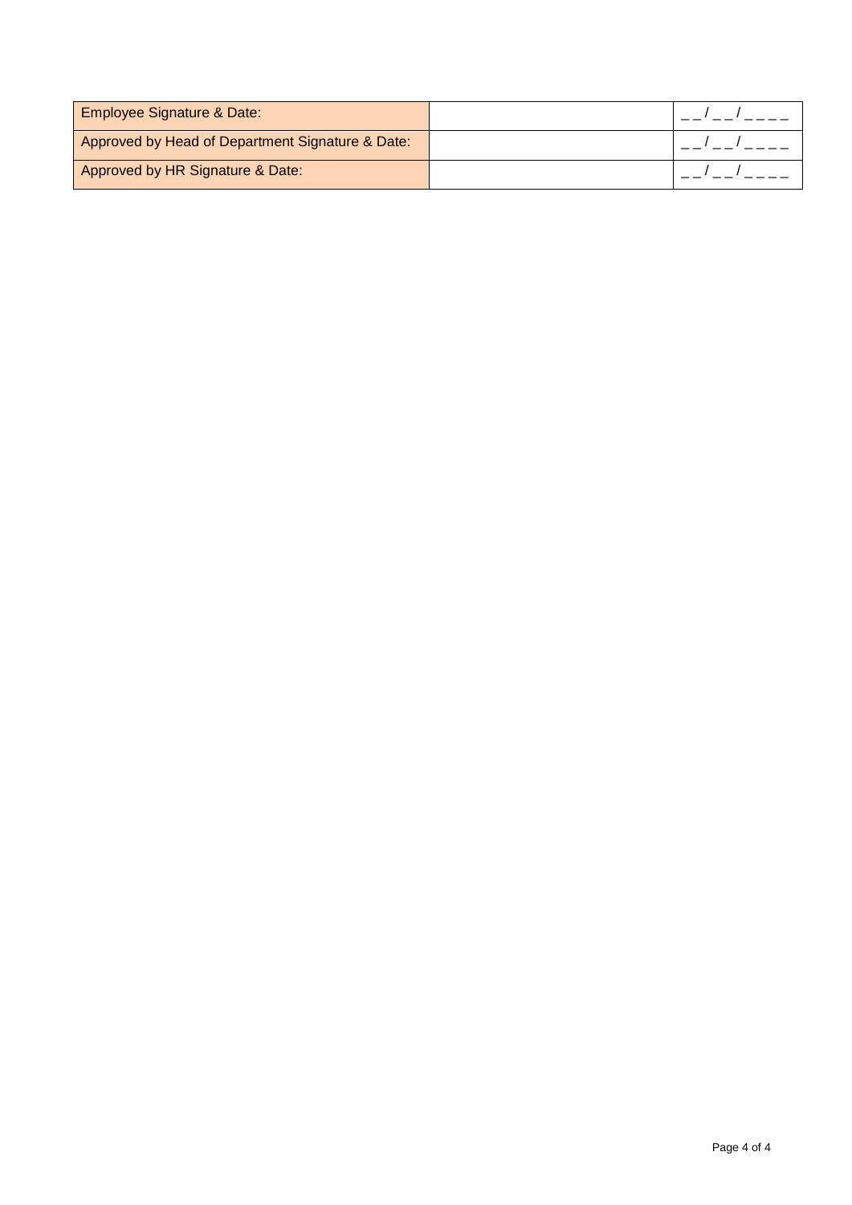| | | |
|---|---|---|
| Employee Signature & Date: | | _ _ / _ _ / _ _ _ _ |
| Approved by Head of Department Signature & Date: | | _ _ / _ _ / _ _ _ _ |
| Approved by HR Signature & Date: | | _ _ / _ _ / _ _ _ _ |